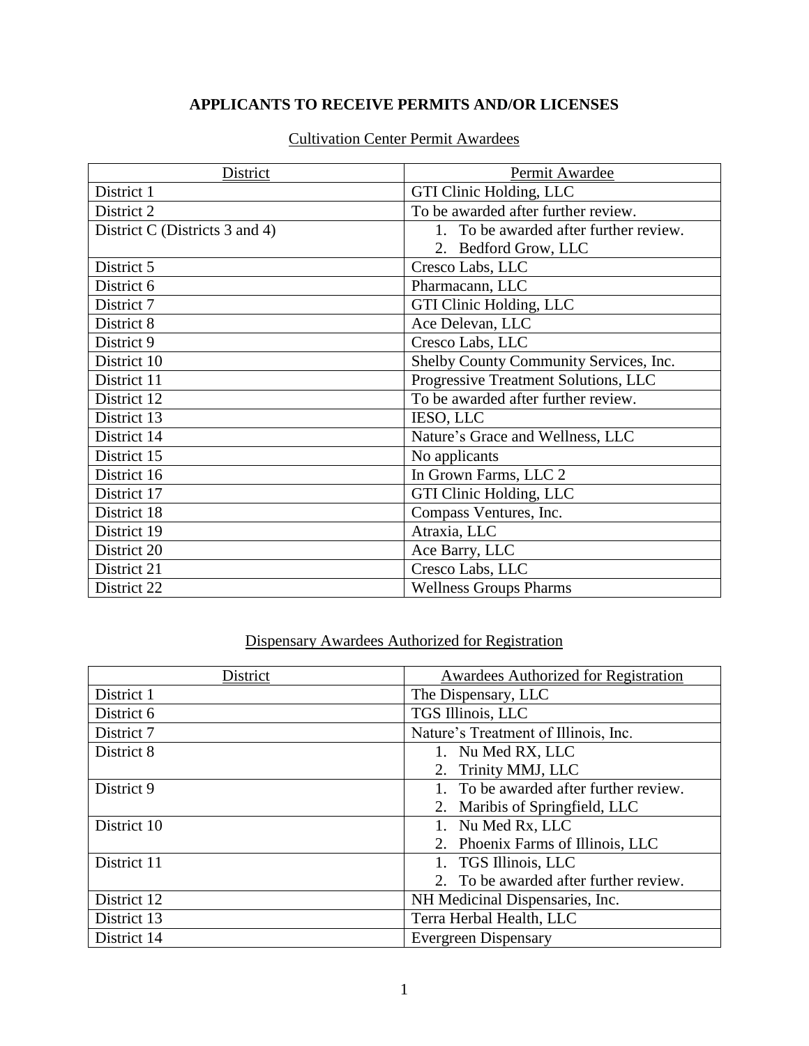# APPLICANTS TO RECEIVE PERMITS AND/OR LICENSES

## Cultivation Center Permit Awardees

| District | Permit Awardee |
|---|---|
| District 1 | GTI Clinic Holding, LLC |
| District 2 | To be awarded after further review. |
| District C (Districts 3 and 4) | 1. To be awarded after further review.<br>2. Bedford Grow, LLC |
| District 5 | Cresco Labs, LLC |
| District 6 | Pharmacann, LLC |
| District 7 | GTI Clinic Holding, LLC |
| District 8 | Ace Delevan, LLC |
| District 9 | Cresco Labs, LLC |
| District 10 | Shelby County Community Services, Inc. |
| District 11 | Progressive Treatment Solutions, LLC |
| District 12 | To be awarded after further review. |
| District 13 | IESO, LLC |
| District 14 | Nature's Grace and Wellness, LLC |
| District 15 | No applicants |
| District 16 | In Grown Farms, LLC 2 |
| District 17 | GTI Clinic Holding, LLC |
| District 18 | Compass Ventures, Inc. |
| District 19 | Atraxia, LLC |
| District 20 | Ace Barry, LLC |
| District 21 | Cresco Labs, LLC |
| District 22 | Wellness Groups Pharms |

## Dispensary Awardees Authorized for Registration

| District | Awardees Authorized for Registration |
|---|---|
| District 1 | The Dispensary, LLC |
| District 6 | TGS Illinois, LLC |
| District 7 | Nature's Treatment of Illinois, Inc. |
| District 8 | 1. Nu Med RX, LLC<br>2. Trinity MMJ, LLC |
| District 9 | 1. To be awarded after further review.<br>2. Maribis of Springfield, LLC |
| District 10 | 1. Nu Med Rx, LLC<br>2. Phoenix Farms of Illinois, LLC |
| District 11 | 1. TGS Illinois, LLC<br>2. To be awarded after further review. |
| District 12 | NH Medicinal Dispensaries, Inc. |
| District 13 | Terra Herbal Health, LLC |
| District 14 | Evergreen Dispensary |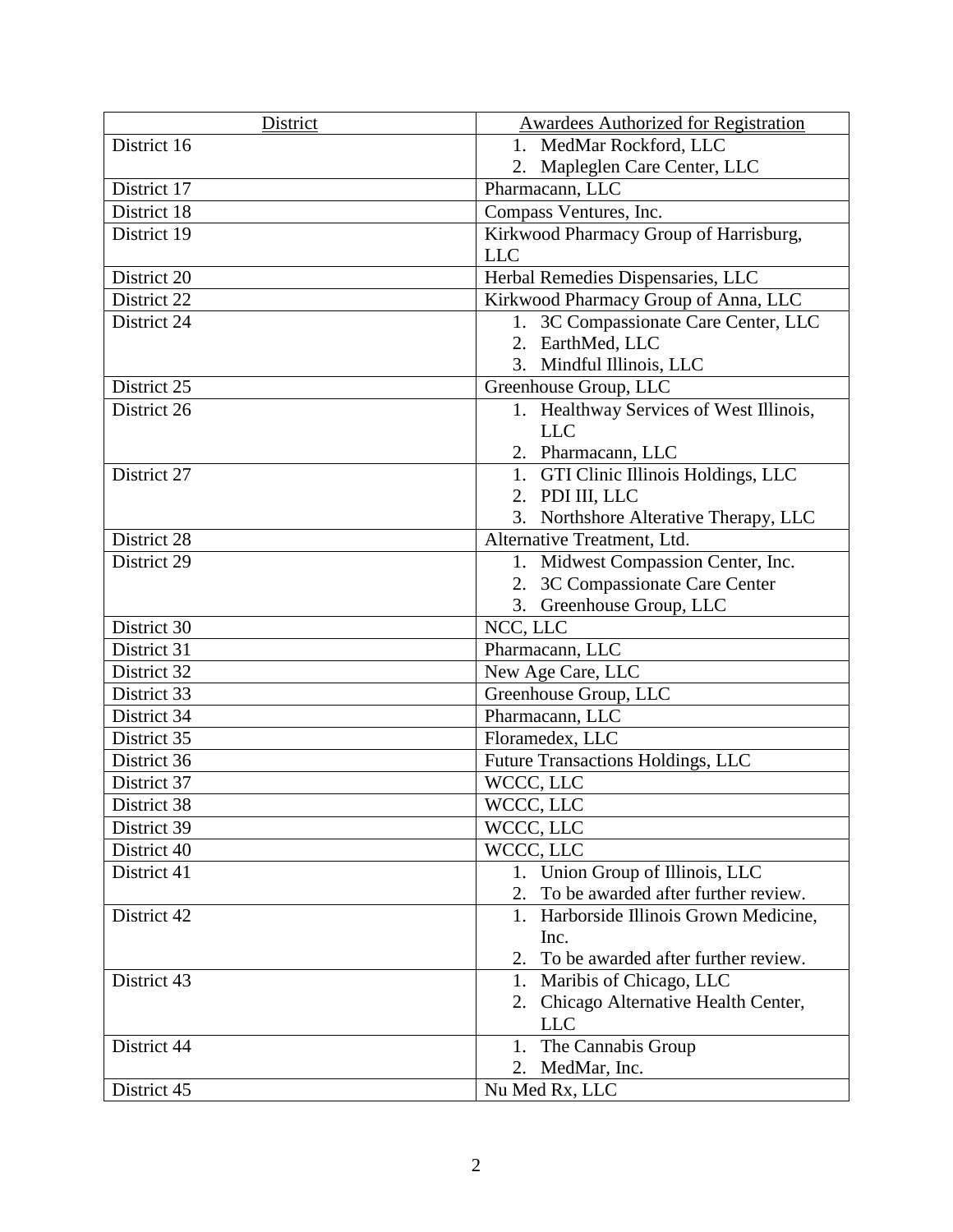| District | Awardees Authorized for Registration |
| --- | --- |
| District 16 | 1. MedMar Rockford, LLC<br>2. Mapleglen Care Center, LLC |
| District 17 | Pharmacann, LLC |
| District 18 | Compass Ventures, Inc. |
| District 19 | Kirkwood Pharmacy Group of Harrisburg, LLC |
| District 20 | Herbal Remedies Dispensaries, LLC |
| District 22 | Kirkwood Pharmacy Group of Anna, LLC |
| District 24 | 1. 3C Compassionate Care Center, LLC<br>2. EarthMed, LLC<br>3. Mindful Illinois, LLC |
| District 25 | Greenhouse Group, LLC |
| District 26 | 1. Healthway Services of West Illinois, LLC<br>2. Pharmacann, LLC |
| District 27 | 1. GTI Clinic Illinois Holdings, LLC<br>2. PDI III, LLC<br>3. Northshore Alterative Therapy, LLC |
| District 28 | Alternative Treatment, Ltd. |
| District 29 | 1. Midwest Compassion Center, Inc.<br>2. 3C Compassionate Care Center<br>3. Greenhouse Group, LLC |
| District 30 | NCC, LLC |
| District 31 | Pharmacann, LLC |
| District 32 | New Age Care, LLC |
| District 33 | Greenhouse Group, LLC |
| District 34 | Pharmacann, LLC |
| District 35 | Floramedex, LLC |
| District 36 | Future Transactions Holdings, LLC |
| District 37 | WCCC, LLC |
| District 38 | WCCC, LLC |
| District 39 | WCCC, LLC |
| District 40 | WCCC, LLC |
| District 41 | 1. Union Group of Illinois, LLC<br>2. To be awarded after further review. |
| District 42 | 1. Harborside Illinois Grown Medicine, Inc.<br>2. To be awarded after further review. |
| District 43 | 1. Maribis of Chicago, LLC<br>2. Chicago Alternative Health Center, LLC |
| District 44 | 1. The Cannabis Group<br>2. MedMar, Inc. |
| District 45 | Nu Med Rx, LLC |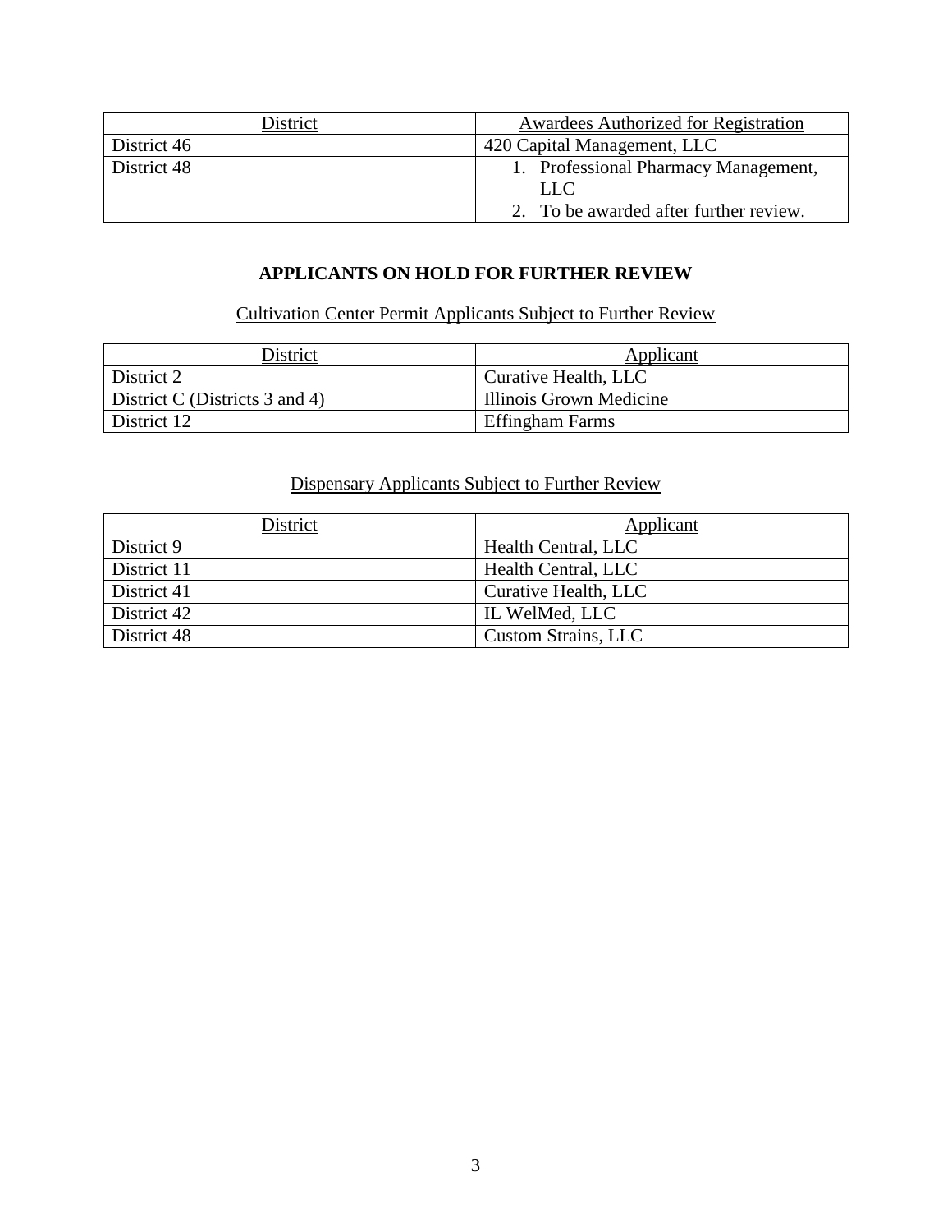| District | Awardees Authorized for Registration |
| --- | --- |
| District 46 | 420 Capital Management, LLC |
| District 48 | 1. Professional Pharmacy Management, LLC<br>2. To be awarded after further review. |

## APPLICANTS ON HOLD FOR FURTHER REVIEW

### Cultivation Center Permit Applicants Subject to Further Review

| District | Applicant |
| --- | --- |
| District 2 | Curative Health, LLC |
| District C (Districts 3 and 4) | Illinois Grown Medicine |
| District 12 | Effingham Farms |

### Dispensary Applicants Subject to Further Review

| District | Applicant |
| --- | --- |
| District 9 | Health Central, LLC |
| District 11 | Health Central, LLC |
| District 41 | Curative Health, LLC |
| District 42 | IL WelMed, LLC |
| District 48 | Custom Strains, LLC |